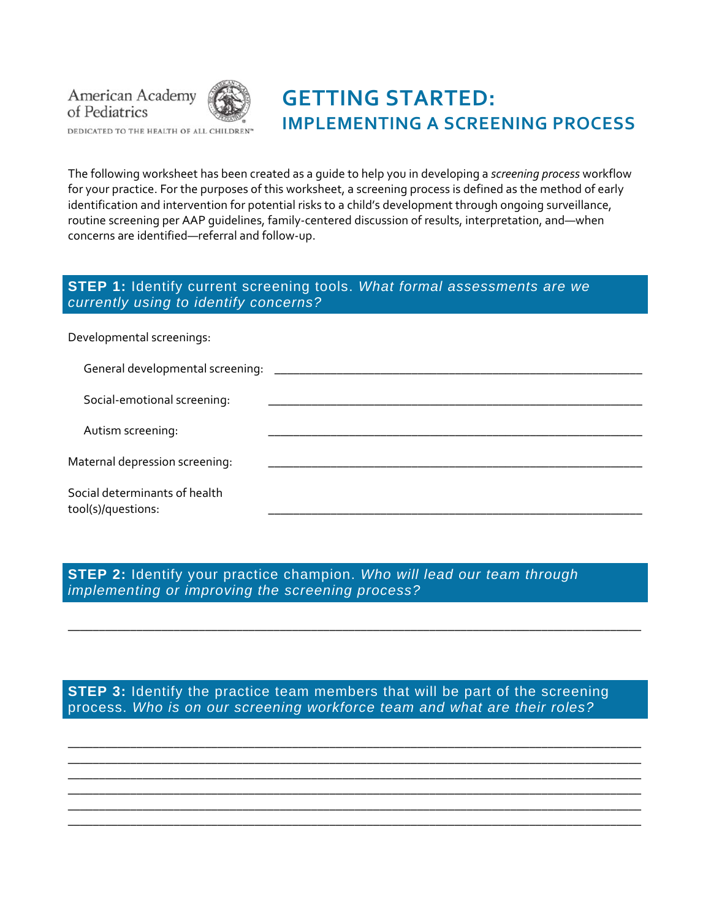American Academy of Pediatrics

DEDICATED TO THE HEALTH OF ALL CHILDREN™

# GETTING STARTED:

## IMPLEMENTING A SCREENING PROCESS

The following worksheet has been created as a guide to help you in developing a *screening process* workflow for your practice. For the purposes of this worksheet, a screening process is defined as the method of early identification and intervention for potential risks to a child's development through ongoing surveillance, routine screening per AAP guidelines, family-centered discussion of results, interpretation, and—when concerns are identified—referral and follow-up.

### **STEP 1:** Identify current screening tools. *What formal assessments are we currently using to identify concerns?*

Developmental screenings:

General developmental screening: ____________________________________________

Social-emotional screening: ____________________________________________

Autism screening: ____________________________________________

Maternal depression screening: ____________________________________________

Social determinants of health tool(s)/questions: ____________________________________________

### **STEP 2:** Identify your practice champion. *Who will lead our team through implementing or improving the screening process?*

______________________________________________________________________

### **STEP 3:** Identify the practice team members that will be part of the screening process. *Who is on our screening workforce team and what are their roles?*

______________________________________________________________________
______________________________________________________________________
______________________________________________________________________
______________________________________________________________________
______________________________________________________________________
______________________________________________________________________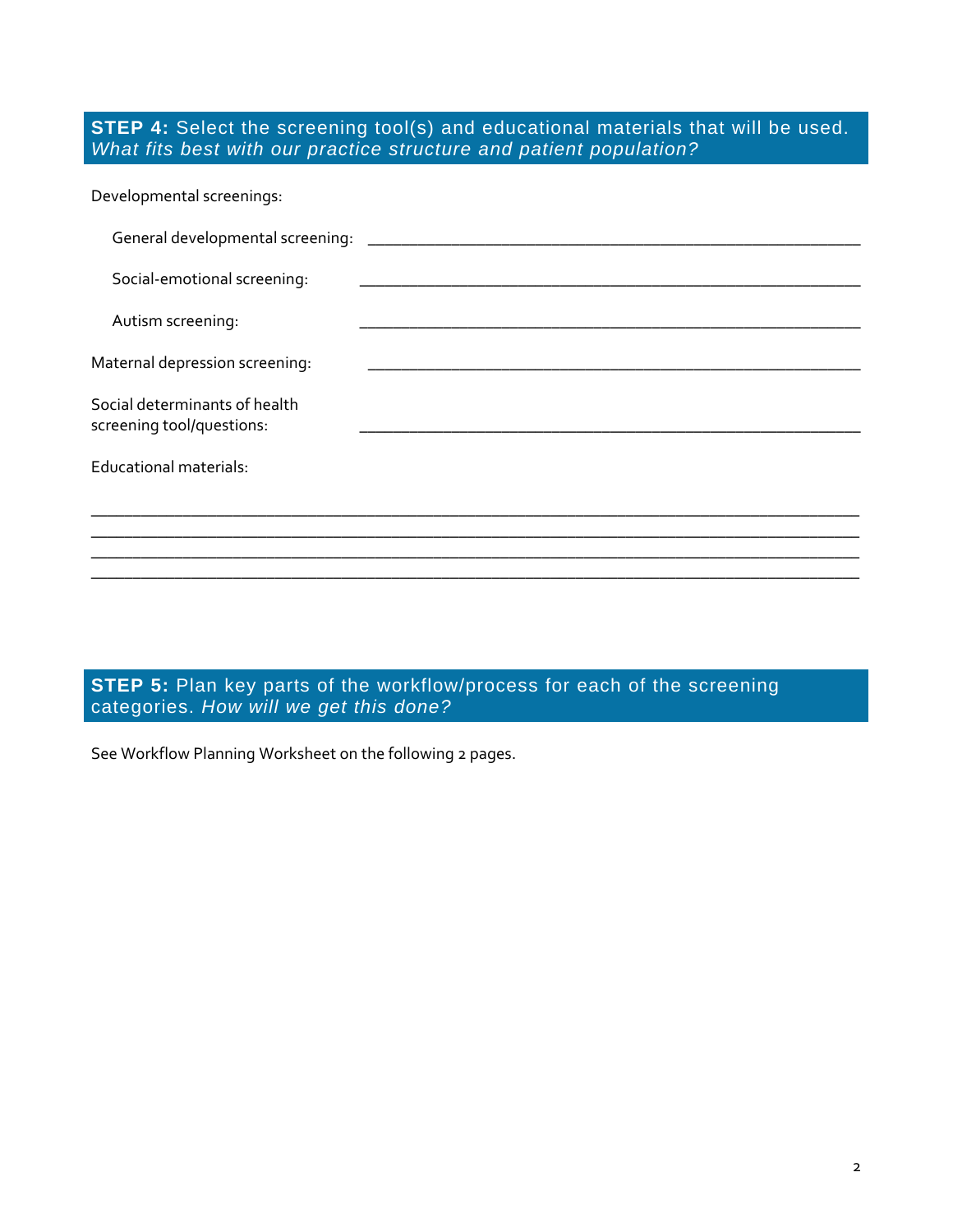## **STEP 4:** Select the screening tool(s) and educational materials that will be used. *What fits best with our practice structure and patient population?*

Developmental screenings:

General developmental screening: ____________________________________________

Social-emotional screening: ____________________________________________

Autism screening: ____________________________________________

Maternal depression screening: ____________________________________________

Social determinants of health screening tool/questions: ____________________________________________

Educational materials:

____________________________________________________________________________
____________________________________________________________________________
____________________________________________________________________________
____________________________________________________________________________

## **STEP 5:** Plan key parts of the workflow/process for each of the screening categories. *How will we get this done?*

See Workflow Planning Worksheet on the following 2 pages.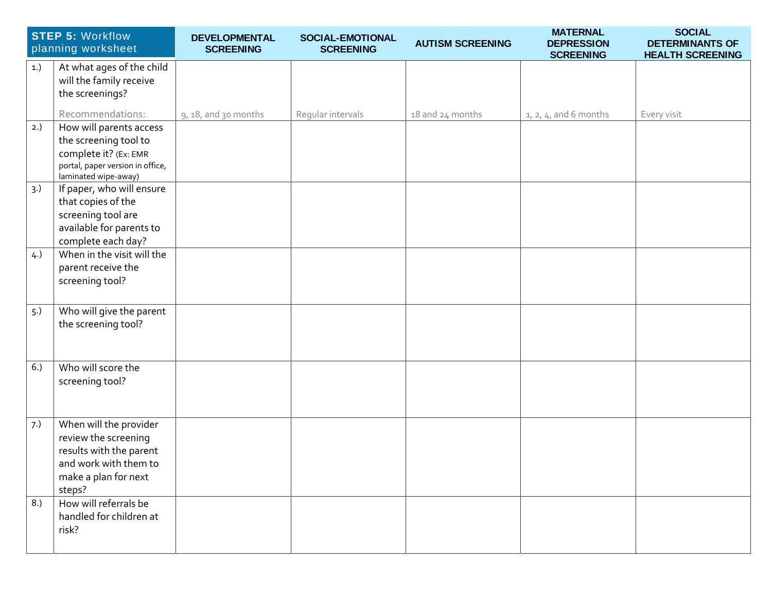| **STEP 5:** Workflow planning worksheet | | DEVELOPMENTAL SCREENING | SOCIAL-EMOTIONAL SCREENING | AUTISM SCREENING | MATERNAL DEPRESSION SCREENING | SOCIAL DETERMINANTS OF HEALTH SCREENING |
|---|---|---|---|---|---|---|
| 1.) | At what ages of the child will the family receive the screenings? Recommendations: | 9, 18, and 30 months | Regular intervals | 18 and 24 months | 1, 2, 4, and 6 months | Every visit |
| 2.) | How will parents access the screening tool to complete it? (Ex: EMR portal, paper version in office, laminated wipe-away) | | | | | |
| 3.) | If paper, who will ensure that copies of the screening tool are available for parents to complete each day? | | | | | |
| 4.) | When in the visit will the parent receive the screening tool? | | | | | |
| 5.) | Who will give the parent the screening tool? | | | | | |
| 6.) | Who will score the screening tool? | | | | | |
| 7.) | When will the provider review the screening results with the parent and work with them to make a plan for next steps? | | | | | |
| 8.) | How will referrals be handled for children at risk? | | | | | |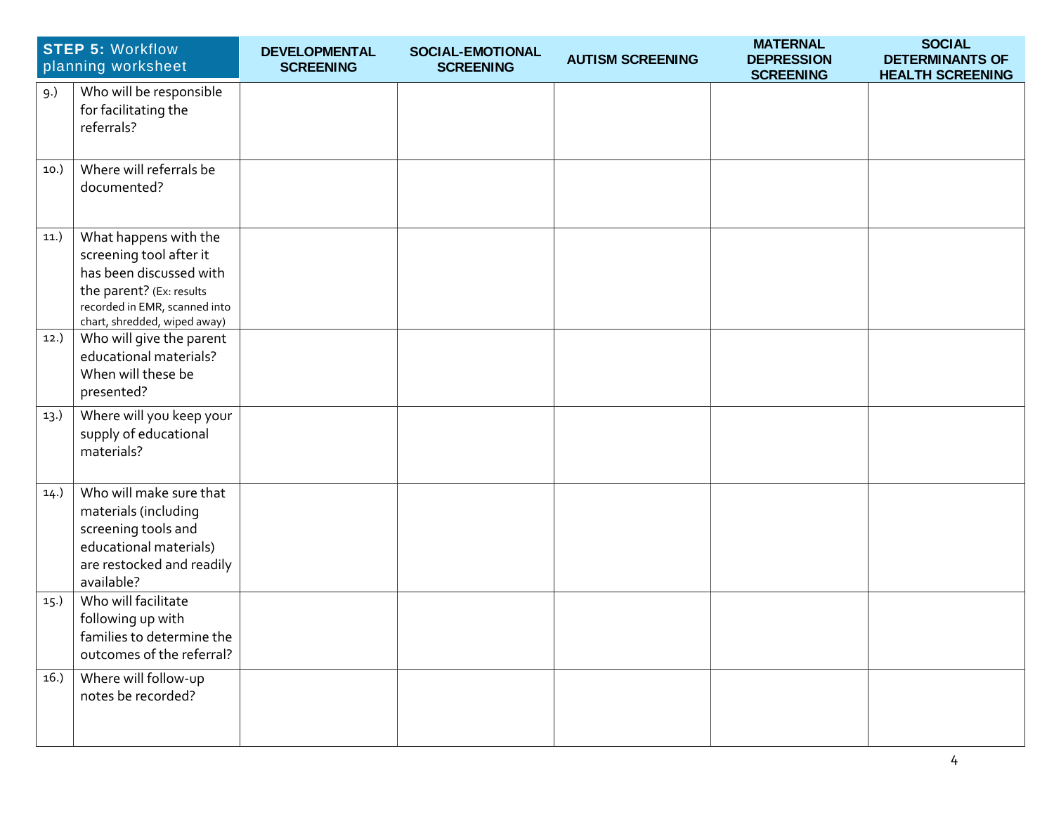| **STEP 5:** Workflow planning worksheet | | DEVELOPMENTAL SCREENING | SOCIAL-EMOTIONAL SCREENING | AUTISM SCREENING | MATERNAL DEPRESSION SCREENING | SOCIAL DETERMINANTS OF HEALTH SCREENING |
|---|---|---|---|---|---|---|
| 9.) | Who will be responsible for facilitating the referrals? | | | | | |
| 10.) | Where will referrals be documented? | | | | | |
| 11.) | What happens with the screening tool after it has been discussed with the parent? (Ex: results recorded in EMR, scanned into chart, shredded, wiped away) | | | | | |
| 12.) | Who will give the parent educational materials? When will these be presented? | | | | | |
| 13.) | Where will you keep your supply of educational materials? | | | | | |
| 14.) | Who will make sure that materials (including screening tools and educational materials) are restocked and readily available? | | | | | |
| 15.) | Who will facilitate following up with families to determine the outcomes of the referral? | | | | | |
| 16.) | Where will follow-up notes be recorded? | | | | | |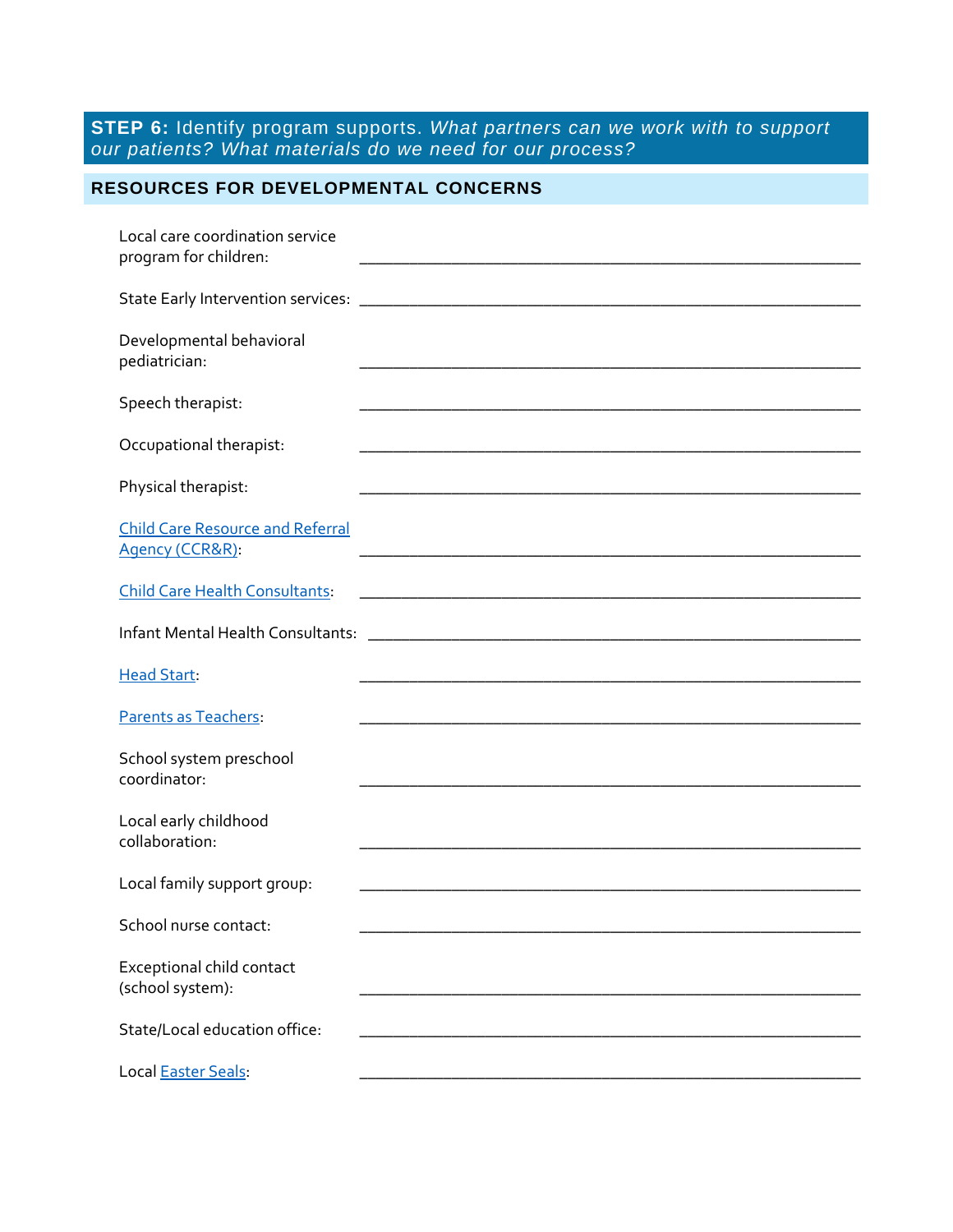## **STEP 6:** Identify program supports. *What partners can we work with to support our patients? What materials do we need for our process?*

### RESOURCES FOR DEVELOPMENTAL CONCERNS

Local care coordination service program for children: ____________________________________________

State Early Intervention services: ____________________________________________

Developmental behavioral pediatrician: ____________________________________________

Speech therapist: ____________________________________________

Occupational therapist: ____________________________________________

Physical therapist: ____________________________________________

Child Care Resource and Referral Agency (CCR&R): ____________________________________________

Child Care Health Consultants: ____________________________________________

Infant Mental Health Consultants: ____________________________________________

Head Start: ____________________________________________

Parents as Teachers: ____________________________________________

School system preschool coordinator: ____________________________________________

Local early childhood collaboration: ____________________________________________

Local family support group: ____________________________________________

School nurse contact: ____________________________________________

Exceptional child contact (school system): ____________________________________________

State/Local education office: ____________________________________________

Local Easter Seals: ____________________________________________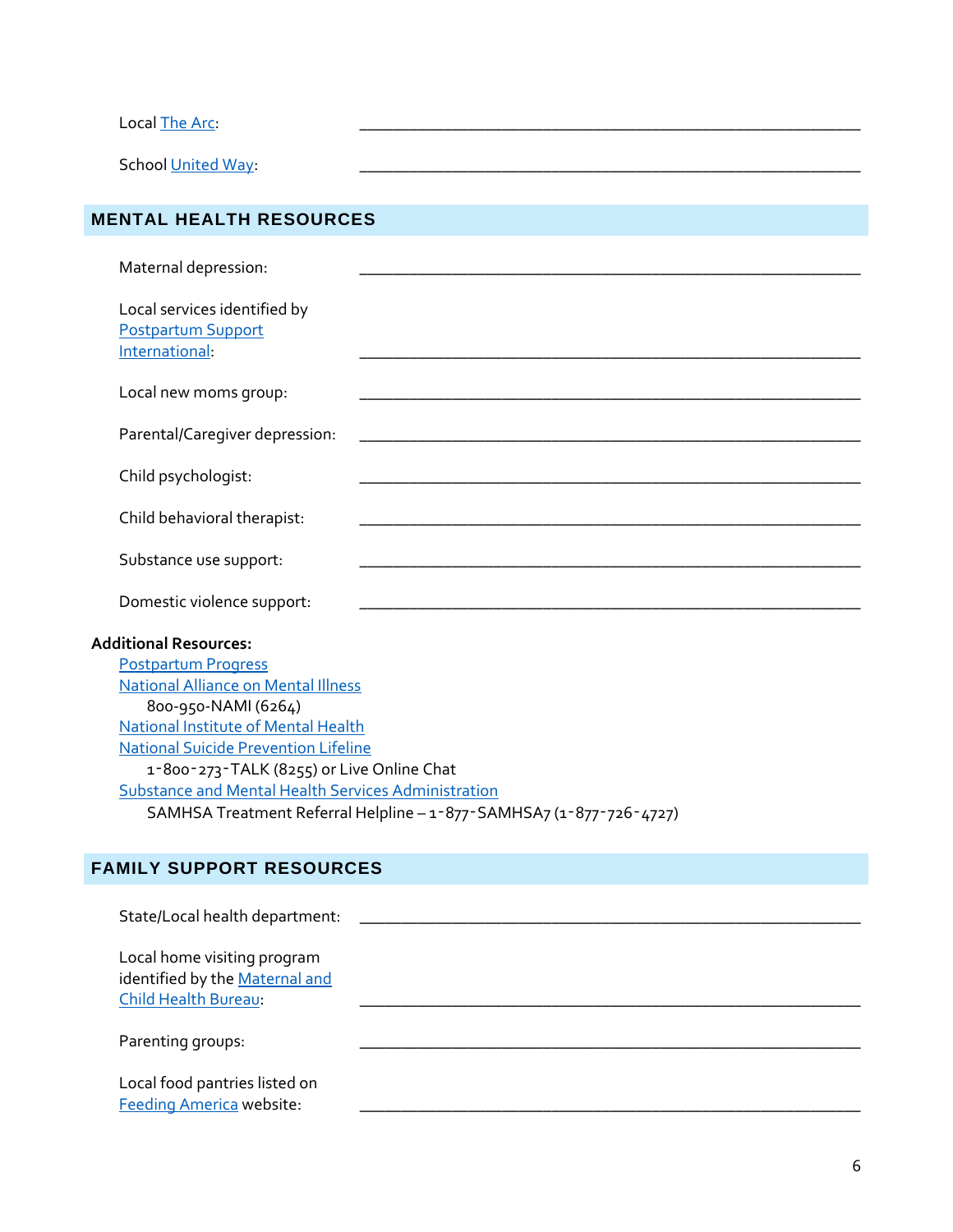Local The Arc: ______________________________________________________

School United Way: ______________________________________________________

## MENTAL HEALTH RESOURCES

Maternal depression: ______________________________________________________

Local services identified by Postpartum Support International: ______________________________________________________

Local new moms group: ______________________________________________________

Parental/Caregiver depression: ______________________________________________________

Child psychologist: ______________________________________________________

Child behavioral therapist: ______________________________________________________

Substance use support: ______________________________________________________

Domestic violence support: ______________________________________________________

**Additional Resources:**

- Postpartum Progress
- National Alliance on Mental Illness
  - 800-950-NAMI (6264)
- National Institute of Mental Health
- National Suicide Prevention Lifeline
  - 1-800-273-TALK (8255) or Live Online Chat
- Substance and Mental Health Services Administration
  - SAMHSA Treatment Referral Helpline – 1-877-SAMHSA7 (1-877-726-4727)

## FAMILY SUPPORT RESOURCES

State/Local health department: ______________________________________________________

Local home visiting program identified by the Maternal and Child Health Bureau: ______________________________________________________

Parenting groups: ______________________________________________________

Local food pantries listed on Feeding America website: ______________________________________________________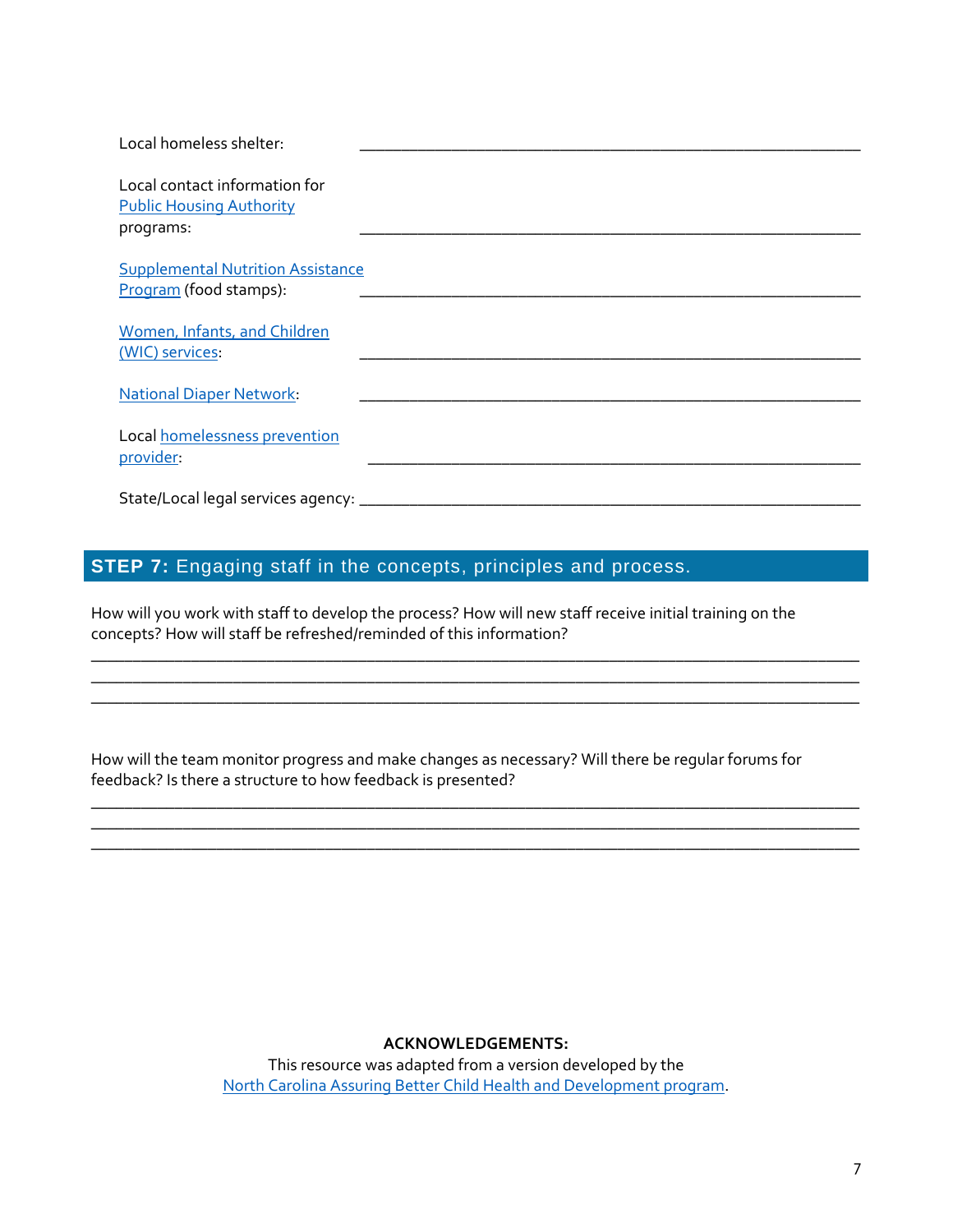Local homeless shelter: ________________________________________________________________

Local contact information for [Public Housing Authority](#) programs: ________________________________________________________________

[Supplemental Nutrition Assistance Program](#) (food stamps): ________________________________________________________________

[Women, Infants, and Children (WIC) services](#): ________________________________________________________________

[National Diaper Network](#): ________________________________________________________________

Local [homelessness prevention provider](#): ________________________________________________________________

State/Local legal services agency: ________________________________________________________________

## STEP 7: Engaging staff in the concepts, principles and process.

How will you work with staff to develop the process? How will new staff receive initial training on the concepts? How will staff be refreshed/reminded of this information?

______________________________________________________________________________________________

______________________________________________________________________________________________

______________________________________________________________________________________________

How will the team monitor progress and make changes as necessary? Will there be regular forums for feedback? Is there a structure to how feedback is presented?

______________________________________________________________________________________________

______________________________________________________________________________________________

______________________________________________________________________________________________

**ACKNOWLEDGEMENTS:**

This resource was adapted from a version developed by the [North Carolina Assuring Better Child Health and Development program](#).